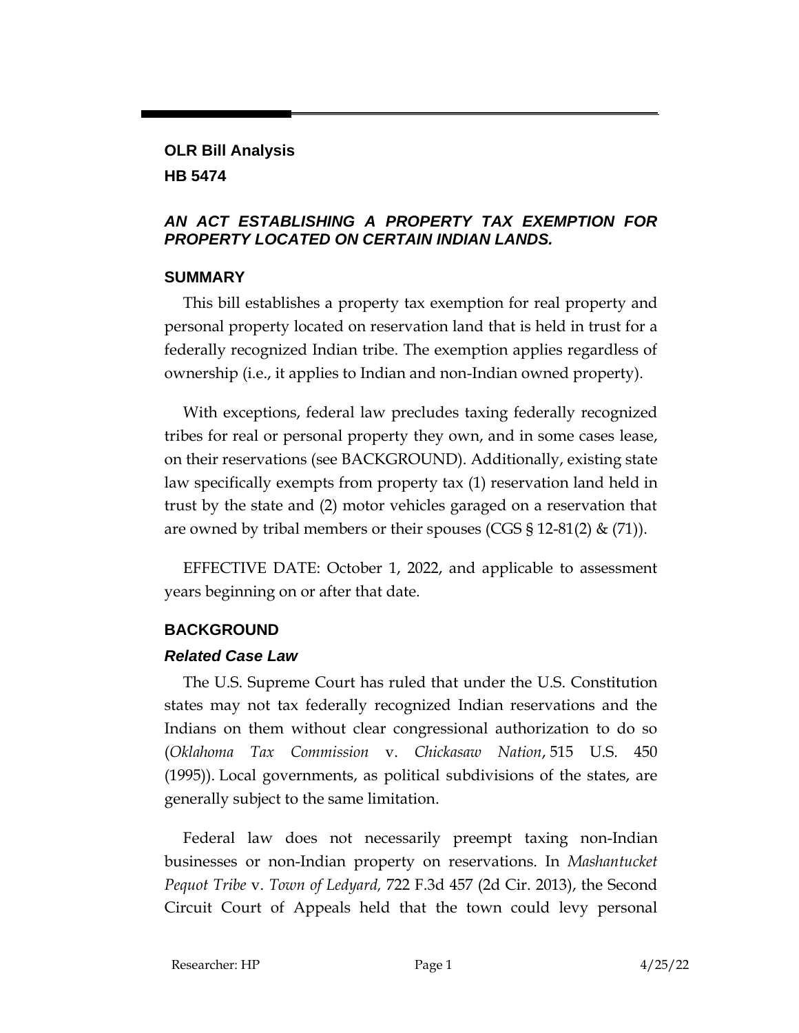**OLR Bill Analysis**

**HB 5474**

***AN ACT ESTABLISHING A PROPERTY TAX EXEMPTION FOR PROPERTY LOCATED ON CERTAIN INDIAN LANDS.***

## SUMMARY

This bill establishes a property tax exemption for real property and personal property located on reservation land that is held in trust for a federally recognized Indian tribe. The exemption applies regardless of ownership (i.e., it applies to Indian and non-Indian owned property).

With exceptions, federal law precludes taxing federally recognized tribes for real or personal property they own, and in some cases lease, on their reservations (see BACKGROUND). Additionally, existing state law specifically exempts from property tax (1) reservation land held in trust by the state and (2) motor vehicles garaged on a reservation that are owned by tribal members or their spouses (CGS § 12-81(2) & (71)).

EFFECTIVE DATE: October 1, 2022, and applicable to assessment years beginning on or after that date.

## BACKGROUND

### *Related Case Law*

The U.S. Supreme Court has ruled that under the U.S. Constitution states may not tax federally recognized Indian reservations and the Indians on them without clear congressional authorization to do so (*Oklahoma Tax Commission* v. *Chickasaw Nation*, 515 U.S. 450 (1995)). Local governments, as political subdivisions of the states, are generally subject to the same limitation.

Federal law does not necessarily preempt taxing non-Indian businesses or non-Indian property on reservations. In *Mashantucket Pequot Tribe* v. *Town of Ledyard,* 722 F.3d 457 (2d Cir. 2013), the Second Circuit Court of Appeals held that the town could levy personal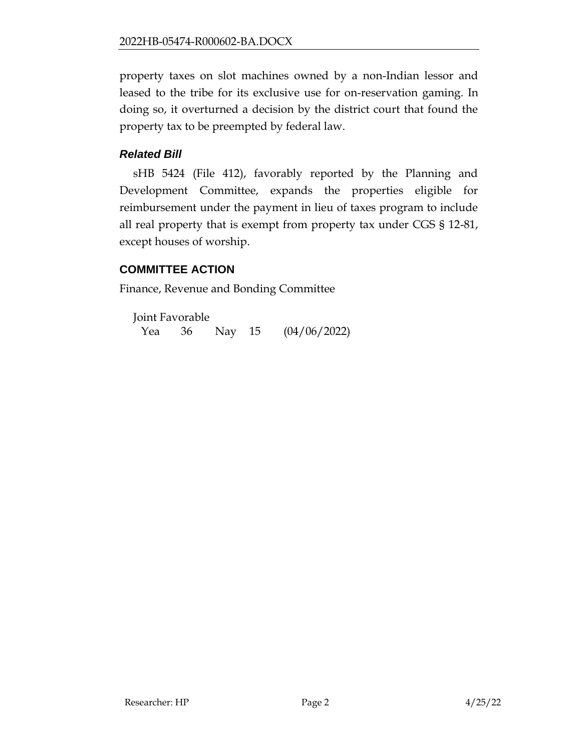property taxes on slot machines owned by a non-Indian lessor and leased to the tribe for its exclusive use for on-reservation gaming. In doing so, it overturned a decision by the district court that found the property tax to be preempted by federal law.

### *Related Bill*

sHB 5424 (File 412), favorably reported by the Planning and Development Committee, expands the properties eligible for reimbursement under the payment in lieu of taxes program to include all real property that is exempt from property tax under CGS § 12-81, except houses of worship.

## COMMITTEE ACTION

Finance, Revenue and Bonding Committee

Joint Favorable
Yea 36 Nay 15 (04/06/2022)